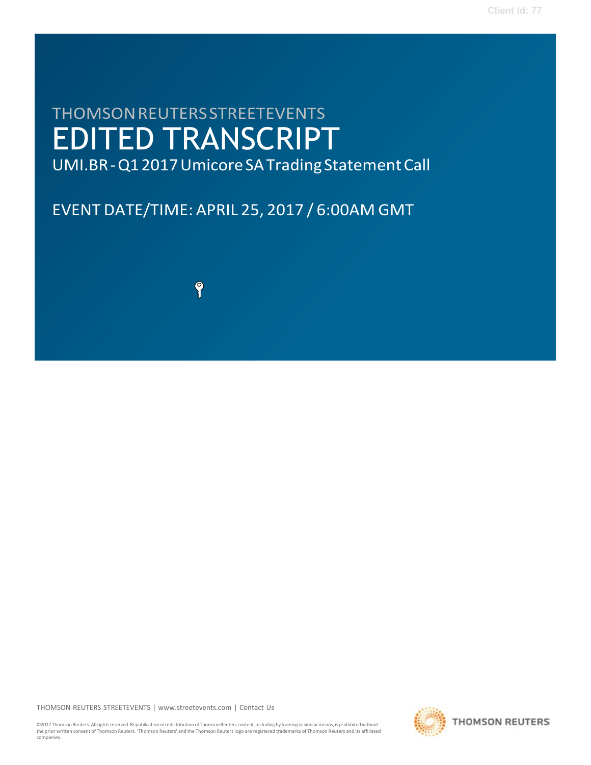THOMSON REUTERS STREETEVENTS

# EDITED TRANSCRIPT

UMI.BR - Q1 2017 Umicore SA Trading Statement Call

EVENT DATE/TIME: APRIL 25, 2017 / 6:00AM GMT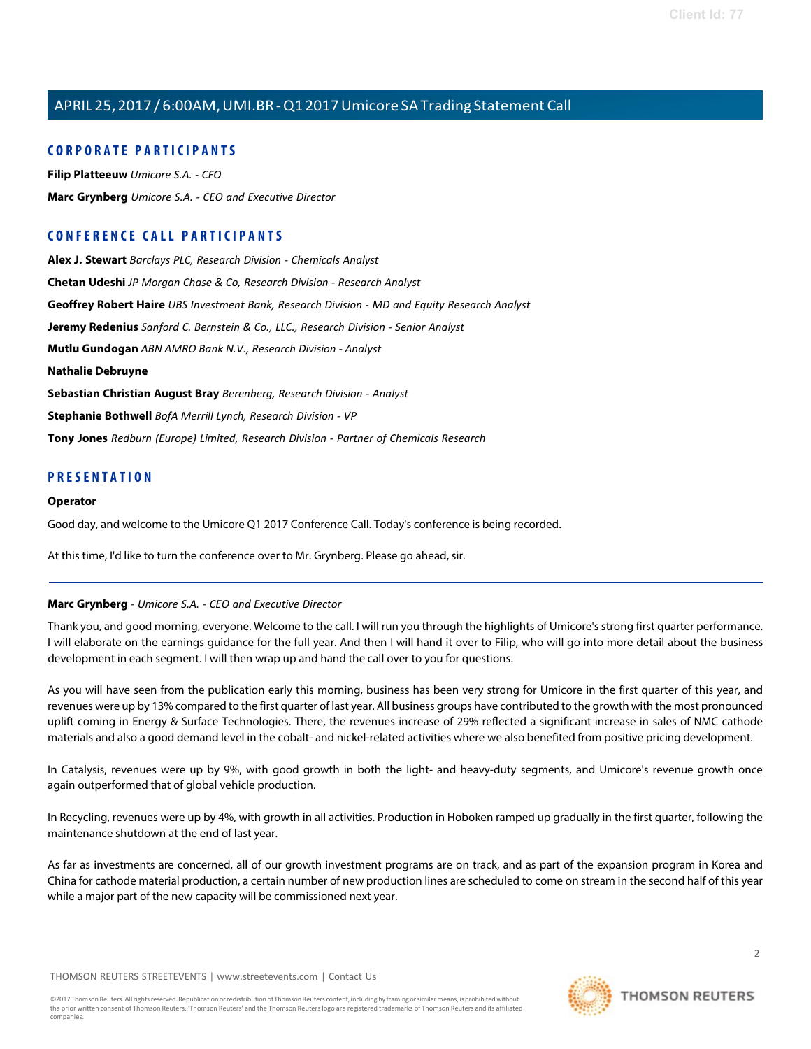## CORPORATE PARTICIPANTS

**Filip Platteeuw** *Umicore S.A. - CFO*

**Marc Grynberg** *Umicore S.A. - CEO and Executive Director*

## CONFERENCE CALL PARTICIPANTS

**Alex J. Stewart** *Barclays PLC, Research Division - Chemicals Analyst*

**Chetan Udeshi** *JP Morgan Chase & Co, Research Division - Research Analyst*

**Geoffrey Robert Haire** *UBS Investment Bank, Research Division - MD and Equity Research Analyst*

**Jeremy Redenius** *Sanford C. Bernstein & Co., LLC., Research Division - Senior Analyst*

**Mutlu Gundogan** *ABN AMRO Bank N.V., Research Division - Analyst*

**Nathalie Debruyne**

**Sebastian Christian August Bray** *Berenberg, Research Division - Analyst*

**Stephanie Bothwell** *BofA Merrill Lynch, Research Division - VP*

**Tony Jones** *Redburn (Europe) Limited, Research Division - Partner of Chemicals Research*

## PRESENTATION

**Operator**

Good day, and welcome to the Umicore Q1 2017 Conference Call. Today's conference is being recorded.

At this time, I'd like to turn the conference over to Mr. Grynberg. Please go ahead, sir.

---

**Marc Grynberg** - *Umicore S.A. - CEO and Executive Director*

Thank you, and good morning, everyone. Welcome to the call. I will run you through the highlights of Umicore's strong first quarter performance. I will elaborate on the earnings guidance for the full year. And then I will hand it over to Filip, who will go into more detail about the business development in each segment. I will then wrap up and hand the call over to you for questions.

As you will have seen from the publication early this morning, business has been very strong for Umicore in the first quarter of this year, and revenues were up by 13% compared to the first quarter of last year. All business groups have contributed to the growth with the most pronounced uplift coming in Energy & Surface Technologies. There, the revenues increase of 29% reflected a significant increase in sales of NMC cathode materials and also a good demand level in the cobalt- and nickel-related activities where we also benefited from positive pricing development.

In Catalysis, revenues were up by 9%, with good growth in both the light- and heavy-duty segments, and Umicore's revenue growth once again outperformed that of global vehicle production.

In Recycling, revenues were up by 4%, with growth in all activities. Production in Hoboken ramped up gradually in the first quarter, following the maintenance shutdown at the end of last year.

As far as investments are concerned, all of our growth investment programs are on track, and as part of the expansion program in Korea and China for cathode material production, a certain number of new production lines are scheduled to come on stream in the second half of this year while a major part of the new capacity will be commissioned next year.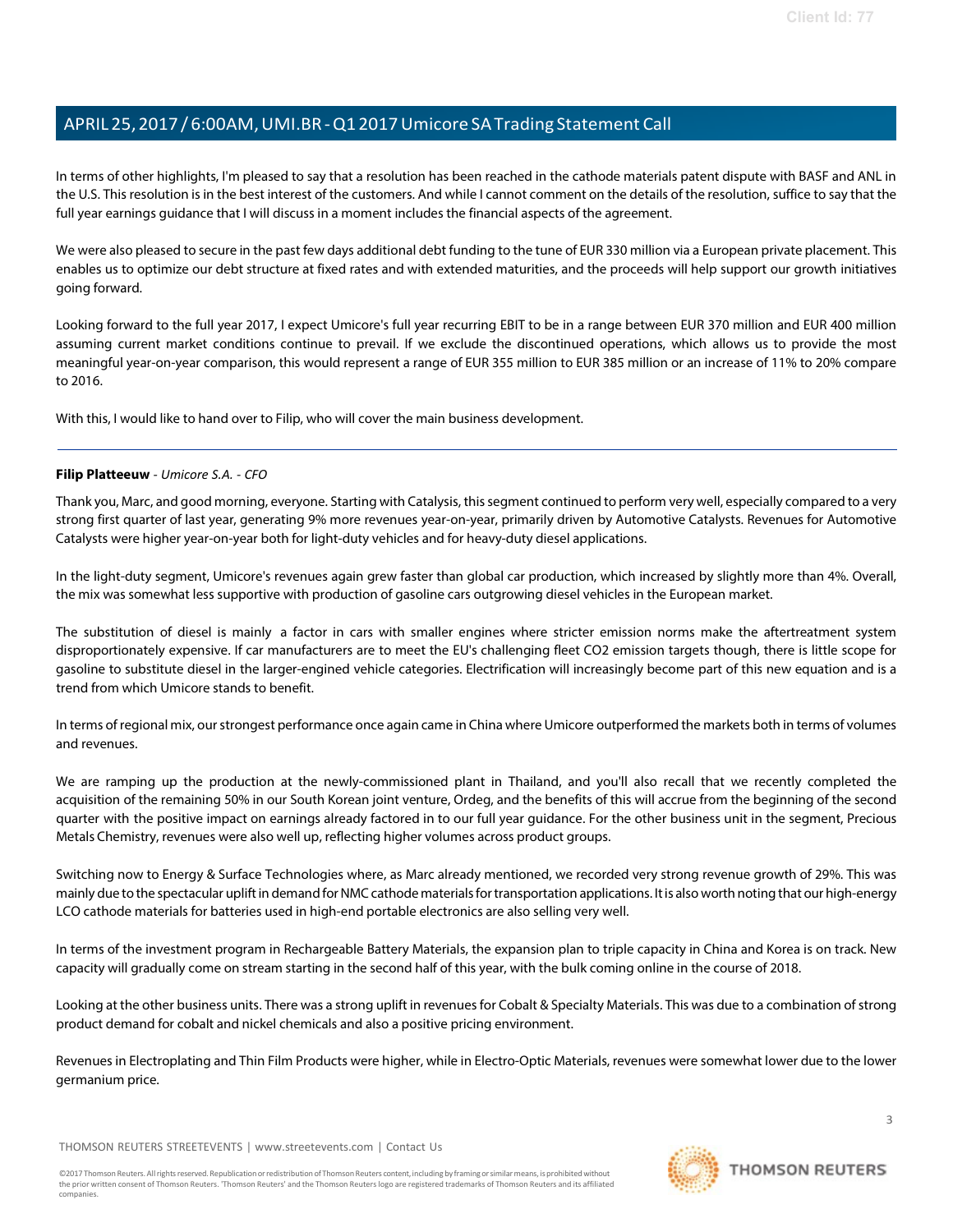In terms of other highlights, I'm pleased to say that a resolution has been reached in the cathode materials patent dispute with BASF and ANL in the U.S. This resolution is in the best interest of the customers. And while I cannot comment on the details of the resolution, suffice to say that the full year earnings guidance that I will discuss in a moment includes the financial aspects of the agreement.

We were also pleased to secure in the past few days additional debt funding to the tune of EUR 330 million via a European private placement. This enables us to optimize our debt structure at fixed rates and with extended maturities, and the proceeds will help support our growth initiatives going forward.

Looking forward to the full year 2017, I expect Umicore's full year recurring EBIT to be in a range between EUR 370 million and EUR 400 million assuming current market conditions continue to prevail. If we exclude the discontinued operations, which allows us to provide the most meaningful year-on-year comparison, this would represent a range of EUR 355 million to EUR 385 million or an increase of 11% to 20% compare to 2016.

With this, I would like to hand over to Filip, who will cover the main business development.

---

**Filip Platteeuw** - *Umicore S.A. - CFO*

Thank you, Marc, and good morning, everyone. Starting with Catalysis, this segment continued to perform very well, especially compared to a very strong first quarter of last year, generating 9% more revenues year-on-year, primarily driven by Automotive Catalysts. Revenues for Automotive Catalysts were higher year-on-year both for light-duty vehicles and for heavy-duty diesel applications.

In the light-duty segment, Umicore's revenues again grew faster than global car production, which increased by slightly more than 4%. Overall, the mix was somewhat less supportive with production of gasoline cars outgrowing diesel vehicles in the European market.

The substitution of diesel is mainly a factor in cars with smaller engines where stricter emission norms make the aftertreatment system disproportionately expensive. If car manufacturers are to meet the EU's challenging fleet CO2 emission targets though, there is little scope for gasoline to substitute diesel in the larger-engined vehicle categories. Electrification will increasingly become part of this new equation and is a trend from which Umicore stands to benefit.

In terms of regional mix, our strongest performance once again came in China where Umicore outperformed the markets both in terms of volumes and revenues.

We are ramping up the production at the newly-commissioned plant in Thailand, and you'll also recall that we recently completed the acquisition of the remaining 50% in our South Korean joint venture, Ordeg, and the benefits of this will accrue from the beginning of the second quarter with the positive impact on earnings already factored in to our full year guidance. For the other business unit in the segment, Precious Metals Chemistry, revenues were also well up, reflecting higher volumes across product groups.

Switching now to Energy & Surface Technologies where, as Marc already mentioned, we recorded very strong revenue growth of 29%. This was mainly due to the spectacular uplift in demand for NMC cathode materials for transportation applications. It is also worth noting that our high-energy LCO cathode materials for batteries used in high-end portable electronics are also selling very well.

In terms of the investment program in Rechargeable Battery Materials, the expansion plan to triple capacity in China and Korea is on track. New capacity will gradually come on stream starting in the second half of this year, with the bulk coming online in the course of 2018.

Looking at the other business units. There was a strong uplift in revenues for Cobalt & Specialty Materials. This was due to a combination of strong product demand for cobalt and nickel chemicals and also a positive pricing environment.

Revenues in Electroplating and Thin Film Products were higher, while in Electro-Optic Materials, revenues were somewhat lower due to the lower germanium price.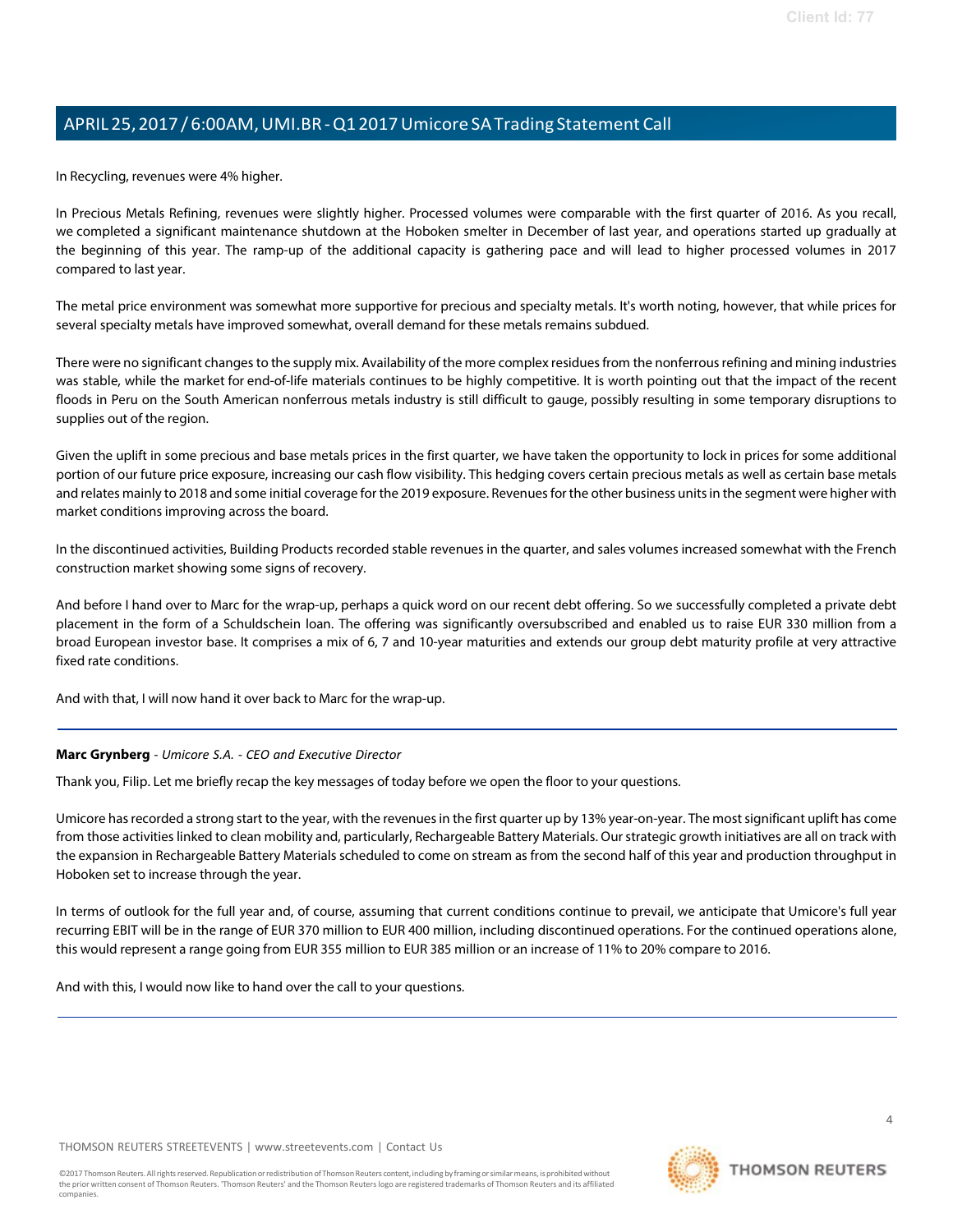In Recycling, revenues were 4% higher.

In Precious Metals Refining, revenues were slightly higher. Processed volumes were comparable with the first quarter of 2016. As you recall, we completed a significant maintenance shutdown at the Hoboken smelter in December of last year, and operations started up gradually at the beginning of this year. The ramp-up of the additional capacity is gathering pace and will lead to higher processed volumes in 2017 compared to last year.

The metal price environment was somewhat more supportive for precious and specialty metals. It's worth noting, however, that while prices for several specialty metals have improved somewhat, overall demand for these metals remains subdued.

There were no significant changes to the supply mix. Availability of the more complex residues from the nonferrous refining and mining industries was stable, while the market for end-of-life materials continues to be highly competitive. It is worth pointing out that the impact of the recent floods in Peru on the South American nonferrous metals industry is still difficult to gauge, possibly resulting in some temporary disruptions to supplies out of the region.

Given the uplift in some precious and base metals prices in the first quarter, we have taken the opportunity to lock in prices for some additional portion of our future price exposure, increasing our cash flow visibility. This hedging covers certain precious metals as well as certain base metals and relates mainly to 2018 and some initial coverage for the 2019 exposure. Revenues for the other business units in the segment were higher with market conditions improving across the board.

In the discontinued activities, Building Products recorded stable revenues in the quarter, and sales volumes increased somewhat with the French construction market showing some signs of recovery.

And before I hand over to Marc for the wrap-up, perhaps a quick word on our recent debt offering. So we successfully completed a private debt placement in the form of a Schuldschein loan. The offering was significantly oversubscribed and enabled us to raise EUR 330 million from a broad European investor base. It comprises a mix of 6, 7 and 10-year maturities and extends our group debt maturity profile at very attractive fixed rate conditions.

And with that, I will now hand it over back to Marc for the wrap-up.

---

**Marc Grynberg** - *Umicore S.A. - CEO and Executive Director*

Thank you, Filip. Let me briefly recap the key messages of today before we open the floor to your questions.

Umicore has recorded a strong start to the year, with the revenues in the first quarter up by 13% year-on-year. The most significant uplift has come from those activities linked to clean mobility and, particularly, Rechargeable Battery Materials. Our strategic growth initiatives are all on track with the expansion in Rechargeable Battery Materials scheduled to come on stream as from the second half of this year and production throughput in Hoboken set to increase through the year.

In terms of outlook for the full year and, of course, assuming that current conditions continue to prevail, we anticipate that Umicore's full year recurring EBIT will be in the range of EUR 370 million to EUR 400 million, including discontinued operations. For the continued operations alone, this would represent a range going from EUR 355 million to EUR 385 million or an increase of 11% to 20% compare to 2016.

And with this, I would now like to hand over the call to your questions.

---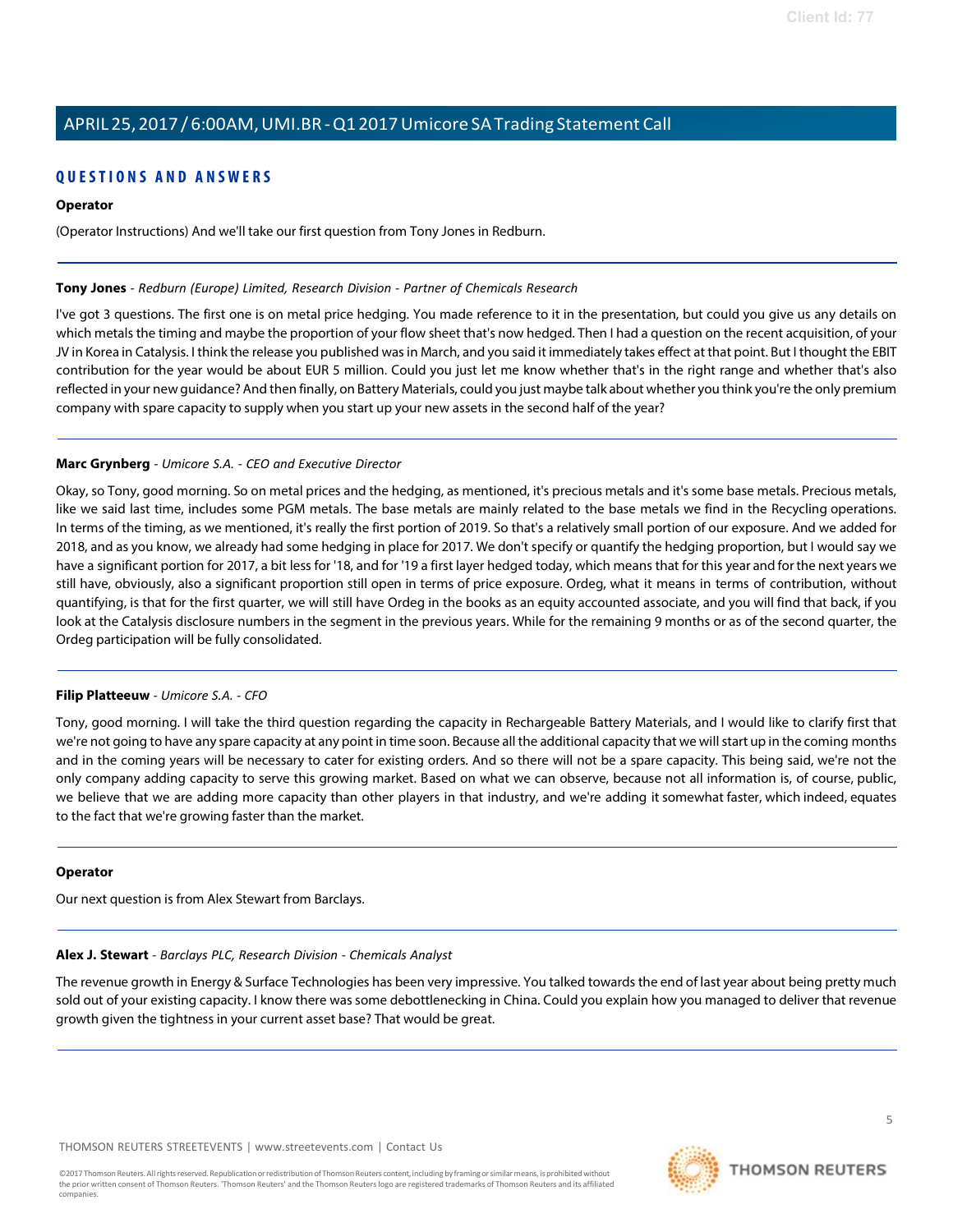## QUESTIONS AND ANSWERS

**Operator**

(Operator Instructions) And we'll take our first question from Tony Jones in Redburn.

---

**Tony Jones** - *Redburn (Europe) Limited, Research Division - Partner of Chemicals Research*

I've got 3 questions. The first one is on metal price hedging. You made reference to it in the presentation, but could you give us any details on which metals the timing and maybe the proportion of your flow sheet that's now hedged. Then I had a question on the recent acquisition, of your JV in Korea in Catalysis. I think the release you published was in March, and you said it immediately takes effect at that point. But I thought the EBIT contribution for the year would be about EUR 5 million. Could you just let me know whether that's in the right range and whether that's also reflected in your new guidance? And then finally, on Battery Materials, could you just maybe talk about whether you think you're the only premium company with spare capacity to supply when you start up your new assets in the second half of the year?

---

**Marc Grynberg** - *Umicore S.A. - CEO and Executive Director*

Okay, so Tony, good morning. So on metal prices and the hedging, as mentioned, it's precious metals and it's some base metals. Precious metals, like we said last time, includes some PGM metals. The base metals are mainly related to the base metals we find in the Recycling operations. In terms of the timing, as we mentioned, it's really the first portion of 2019. So that's a relatively small portion of our exposure. And we added for 2018, and as you know, we already had some hedging in place for 2017. We don't specify or quantify the hedging proportion, but I would say we have a significant portion for 2017, a bit less for '18, and for '19 a first layer hedged today, which means that for this year and for the next years we still have, obviously, also a significant proportion still open in terms of price exposure. Ordeg, what it means in terms of contribution, without quantifying, is that for the first quarter, we will still have Ordeg in the books as an equity accounted associate, and you will find that back, if you look at the Catalysis disclosure numbers in the segment in the previous years. While for the remaining 9 months or as of the second quarter, the Ordeg participation will be fully consolidated.

---

**Filip Platteeuw** - *Umicore S.A. - CFO*

Tony, good morning. I will take the third question regarding the capacity in Rechargeable Battery Materials, and I would like to clarify first that we're not going to have any spare capacity at any point in time soon. Because all the additional capacity that we will start up in the coming months and in the coming years will be necessary to cater for existing orders. And so there will not be a spare capacity. This being said, we're not the only company adding capacity to serve this growing market. Based on what we can observe, because not all information is, of course, public, we believe that we are adding more capacity than other players in that industry, and we're adding it somewhat faster, which indeed, equates to the fact that we're growing faster than the market.

---

**Operator**

Our next question is from Alex Stewart from Barclays.

---

**Alex J. Stewart** - *Barclays PLC, Research Division - Chemicals Analyst*

The revenue growth in Energy & Surface Technologies has been very impressive. You talked towards the end of last year about being pretty much sold out of your existing capacity. I know there was some debottlenecking in China. Could you explain how you managed to deliver that revenue growth given the tightness in your current asset base? That would be great.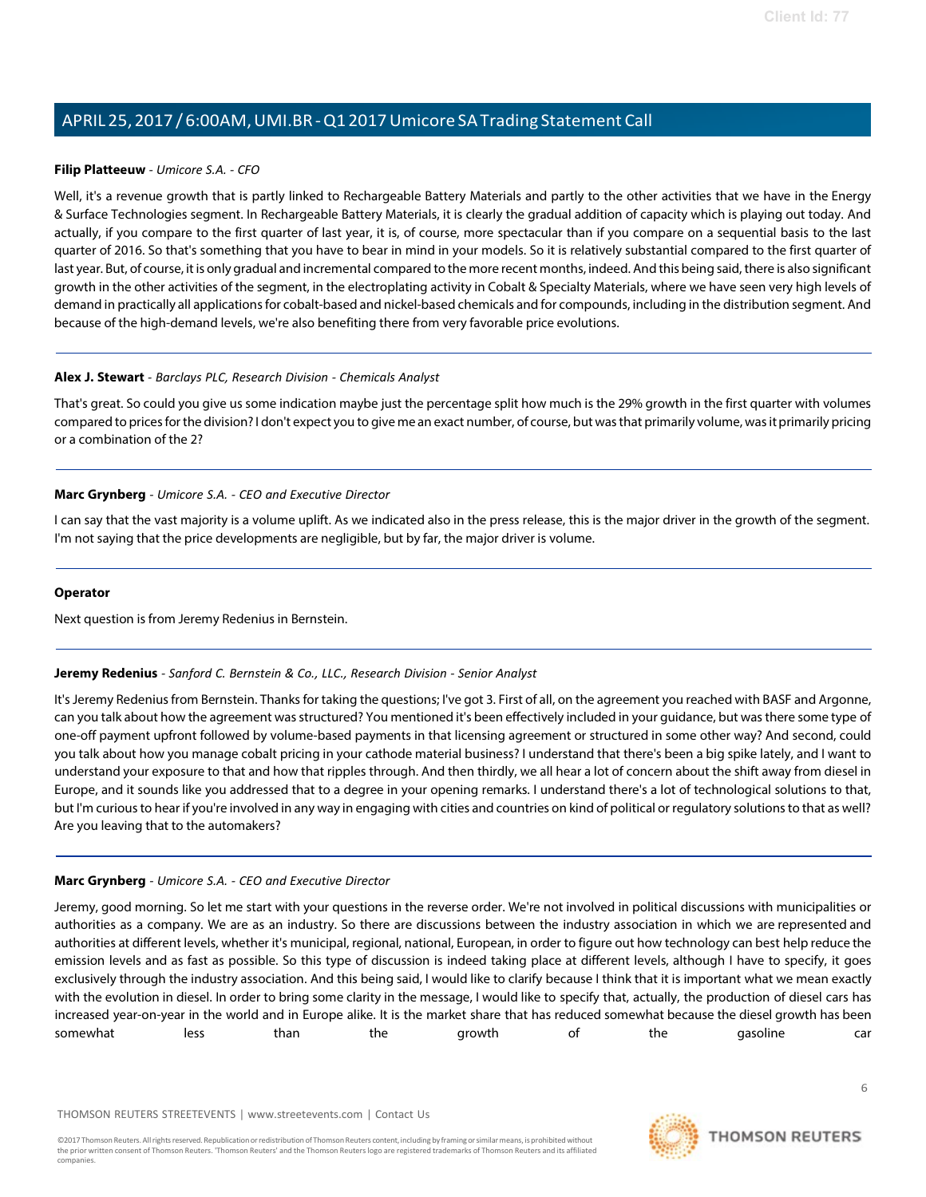**Filip Platteeuw** - *Umicore S.A. - CFO*

Well, it's a revenue growth that is partly linked to Rechargeable Battery Materials and partly to the other activities that we have in the Energy & Surface Technologies segment. In Rechargeable Battery Materials, it is clearly the gradual addition of capacity which is playing out today. And actually, if you compare to the first quarter of last year, it is, of course, more spectacular than if you compare on a sequential basis to the last quarter of 2016. So that's something that you have to bear in mind in your models. So it is relatively substantial compared to the first quarter of last year. But, of course, it is only gradual and incremental compared to the more recent months, indeed. And this being said, there is also significant growth in the other activities of the segment, in the electroplating activity in Cobalt & Specialty Materials, where we have seen very high levels of demand in practically all applications for cobalt-based and nickel-based chemicals and for compounds, including in the distribution segment. And because of the high-demand levels, we're also benefiting there from very favorable price evolutions.

---

**Alex J. Stewart** - *Barclays PLC, Research Division - Chemicals Analyst*

That's great. So could you give us some indication maybe just the percentage split how much is the 29% growth in the first quarter with volumes compared to prices for the division? I don't expect you to give me an exact number, of course, but was that primarily volume, was it primarily pricing or a combination of the 2?

---

**Marc Grynberg** - *Umicore S.A. - CEO and Executive Director*

I can say that the vast majority is a volume uplift. As we indicated also in the press release, this is the major driver in the growth of the segment. I'm not saying that the price developments are negligible, but by far, the major driver is volume.

---

**Operator**

Next question is from Jeremy Redenius in Bernstein.

---

**Jeremy Redenius** - *Sanford C. Bernstein & Co., LLC., Research Division - Senior Analyst*

It's Jeremy Redenius from Bernstein. Thanks for taking the questions; I've got 3. First of all, on the agreement you reached with BASF and Argonne, can you talk about how the agreement was structured? You mentioned it's been effectively included in your guidance, but was there some type of one-off payment upfront followed by volume-based payments in that licensing agreement or structured in some other way? And second, could you talk about how you manage cobalt pricing in your cathode material business? I understand that there's been a big spike lately, and I want to understand your exposure to that and how that ripples through. And then thirdly, we all hear a lot of concern about the shift away from diesel in Europe, and it sounds like you addressed that to a degree in your opening remarks. I understand there's a lot of technological solutions to that, but I'm curious to hear if you're involved in any way in engaging with cities and countries on kind of political or regulatory solutions to that as well? Are you leaving that to the automakers?

---

**Marc Grynberg** - *Umicore S.A. - CEO and Executive Director*

Jeremy, good morning. So let me start with your questions in the reverse order. We're not involved in political discussions with municipalities or authorities as a company. We are as an industry. So there are discussions between the industry association in which we are represented and authorities at different levels, whether it's municipal, regional, national, European, in order to figure out how technology can best help reduce the emission levels and as fast as possible. So this type of discussion is indeed taking place at different levels, although I have to specify, it goes exclusively through the industry association. And this being said, I would like to clarify because I think that it is important what we mean exactly with the evolution in diesel. In order to bring some clarity in the message, I would like to specify that, actually, the production of diesel cars has increased year-on-year in the world and in Europe alike. It is the market share that has reduced somewhat because the diesel growth has been somewhat less than the growth of the gasoline car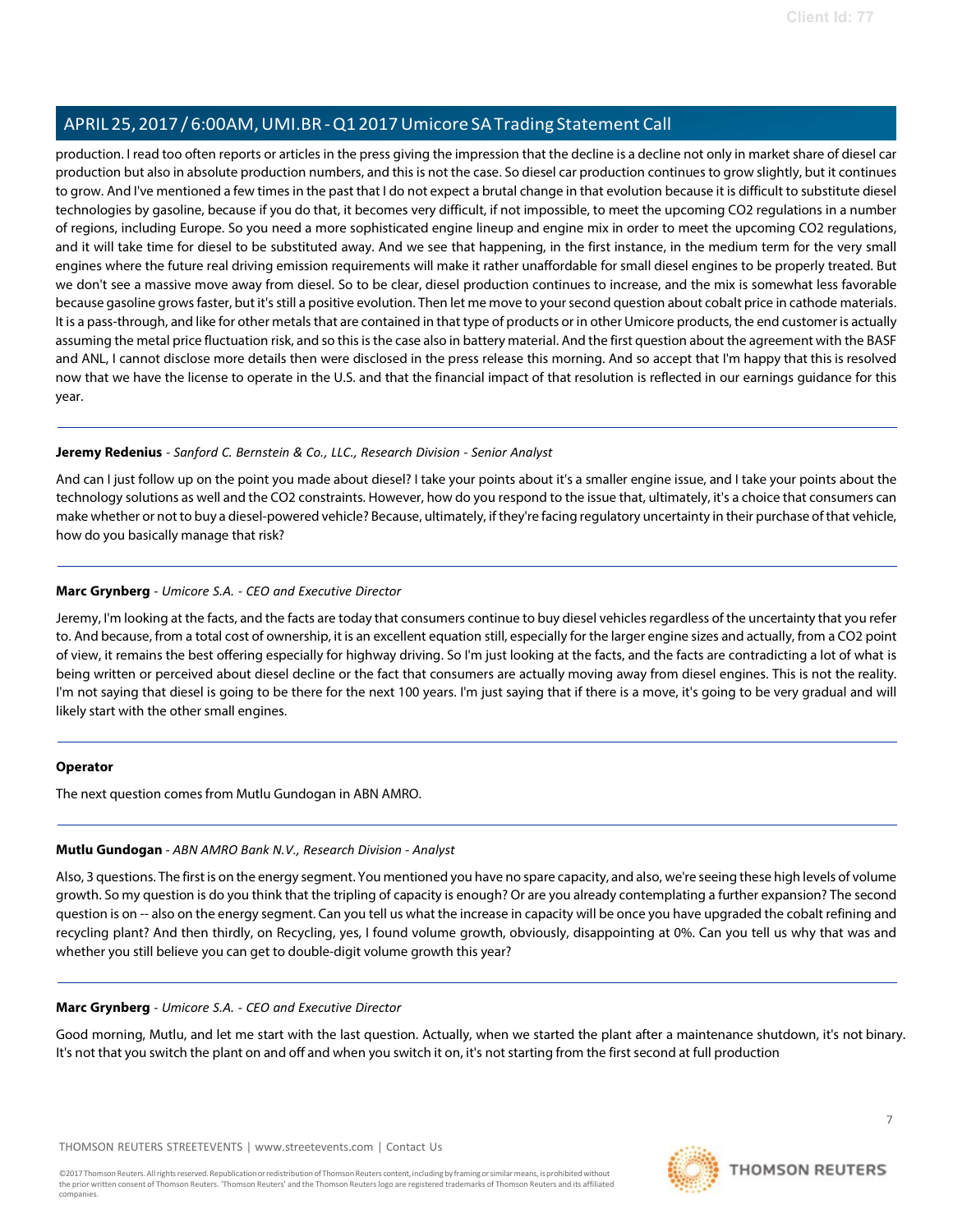production. I read too often reports or articles in the press giving the impression that the decline is a decline not only in market share of diesel car production but also in absolute production numbers, and this is not the case. So diesel car production continues to grow slightly, but it continues to grow. And I've mentioned a few times in the past that I do not expect a brutal change in that evolution because it is difficult to substitute diesel technologies by gasoline, because if you do that, it becomes very difficult, if not impossible, to meet the upcoming CO2 regulations in a number of regions, including Europe. So you need a more sophisticated engine lineup and engine mix in order to meet the upcoming CO2 regulations, and it will take time for diesel to be substituted away. And we see that happening, in the first instance, in the medium term for the very small engines where the future real driving emission requirements will make it rather unaffordable for small diesel engines to be properly treated. But we don't see a massive move away from diesel. So to be clear, diesel production continues to increase, and the mix is somewhat less favorable because gasoline grows faster, but it's still a positive evolution. Then let me move to your second question about cobalt price in cathode materials. It is a pass-through, and like for other metals that are contained in that type of products or in other Umicore products, the end customer is actually assuming the metal price fluctuation risk, and so this is the case also in battery material. And the first question about the agreement with the BASF and ANL, I cannot disclose more details then were disclosed in the press release this morning. And so accept that I'm happy that this is resolved now that we have the license to operate in the U.S. and that the financial impact of that resolution is reflected in our earnings guidance for this year.

---

**Jeremy Redenius** - *Sanford C. Bernstein & Co., LLC., Research Division - Senior Analyst*

And can I just follow up on the point you made about diesel? I take your points about it's a smaller engine issue, and I take your points about the technology solutions as well and the CO2 constraints. However, how do you respond to the issue that, ultimately, it's a choice that consumers can make whether or not to buy a diesel-powered vehicle? Because, ultimately, if they're facing regulatory uncertainty in their purchase of that vehicle, how do you basically manage that risk?

---

**Marc Grynberg** - *Umicore S.A. - CEO and Executive Director*

Jeremy, I'm looking at the facts, and the facts are today that consumers continue to buy diesel vehicles regardless of the uncertainty that you refer to. And because, from a total cost of ownership, it is an excellent equation still, especially for the larger engine sizes and actually, from a CO2 point of view, it remains the best offering especially for highway driving. So I'm just looking at the facts, and the facts are contradicting a lot of what is being written or perceived about diesel decline or the fact that consumers are actually moving away from diesel engines. This is not the reality. I'm not saying that diesel is going to be there for the next 100 years. I'm just saying that if there is a move, it's going to be very gradual and will likely start with the other small engines.

---

**Operator**

The next question comes from Mutlu Gundogan in ABN AMRO.

---

**Mutlu Gundogan** - *ABN AMRO Bank N.V., Research Division - Analyst*

Also, 3 questions. The first is on the energy segment. You mentioned you have no spare capacity, and also, we're seeing these high levels of volume growth. So my question is do you think that the tripling of capacity is enough? Or are you already contemplating a further expansion? The second question is on -- also on the energy segment. Can you tell us what the increase in capacity will be once you have upgraded the cobalt refining and recycling plant? And then thirdly, on Recycling, yes, I found volume growth, obviously, disappointing at 0%. Can you tell us why that was and whether you still believe you can get to double-digit volume growth this year?

---

**Marc Grynberg** - *Umicore S.A. - CEO and Executive Director*

Good morning, Mutlu, and let me start with the last question. Actually, when we started the plant after a maintenance shutdown, it's not binary. It's not that you switch the plant on and off and when you switch it on, it's not starting from the first second at full production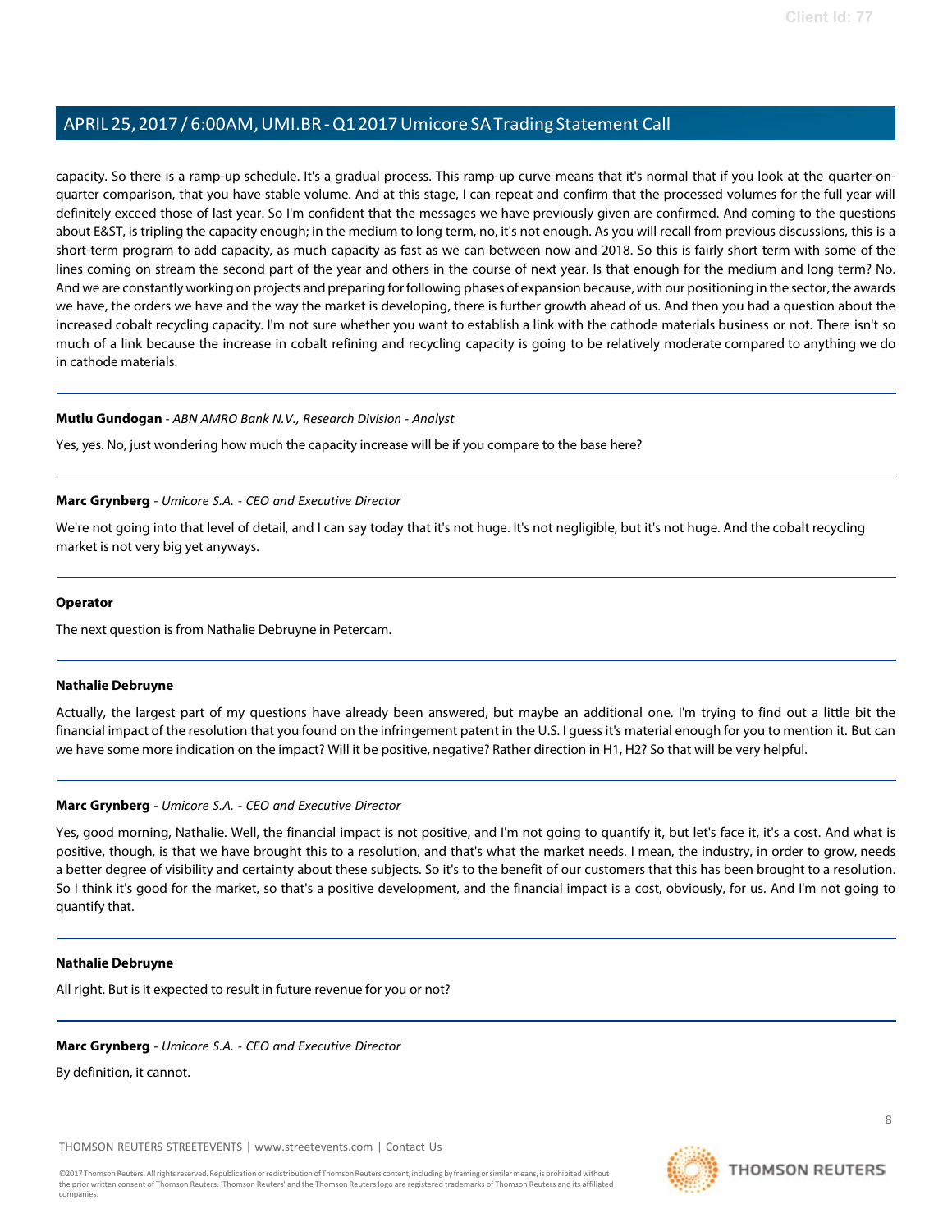capacity. So there is a ramp-up schedule. It's a gradual process. This ramp-up curve means that it's normal that if you look at the quarter-on-quarter comparison, that you have stable volume. And at this stage, I can repeat and confirm that the processed volumes for the full year will definitely exceed those of last year. So I'm confident that the messages we have previously given are confirmed. And coming to the questions about E&ST, is tripling the capacity enough; in the medium to long term, no, it's not enough. As you will recall from previous discussions, this is a short-term program to add capacity, as much capacity as fast as we can between now and 2018. So this is fairly short term with some of the lines coming on stream the second part of the year and others in the course of next year. Is that enough for the medium and long term? No. And we are constantly working on projects and preparing for following phases of expansion because, with our positioning in the sector, the awards we have, the orders we have and the way the market is developing, there is further growth ahead of us. And then you had a question about the increased cobalt recycling capacity. I'm not sure whether you want to establish a link with the cathode materials business or not. There isn't so much of a link because the increase in cobalt refining and recycling capacity is going to be relatively moderate compared to anything we do in cathode materials.

---

**Mutlu Gundogan** - *ABN AMRO Bank N.V., Research Division - Analyst*

Yes, yes. No, just wondering how much the capacity increase will be if you compare to the base here?

---

**Marc Grynberg** - *Umicore S.A. - CEO and Executive Director*

We're not going into that level of detail, and I can say today that it's not huge. It's not negligible, but it's not huge. And the cobalt recycling market is not very big yet anyways.

---

**Operator**

The next question is from Nathalie Debruyne in Petercam.

---

**Nathalie Debruyne**

Actually, the largest part of my questions have already been answered, but maybe an additional one. I'm trying to find out a little bit the financial impact of the resolution that you found on the infringement patent in the U.S. I guess it's material enough for you to mention it. But can we have some more indication on the impact? Will it be positive, negative? Rather direction in H1, H2? So that will be very helpful.

---

**Marc Grynberg** - *Umicore S.A. - CEO and Executive Director*

Yes, good morning, Nathalie. Well, the financial impact is not positive, and I'm not going to quantify it, but let's face it, it's a cost. And what is positive, though, is that we have brought this to a resolution, and that's what the market needs. I mean, the industry, in order to grow, needs a better degree of visibility and certainty about these subjects. So it's to the benefit of our customers that this has been brought to a resolution. So I think it's good for the market, so that's a positive development, and the financial impact is a cost, obviously, for us. And I'm not going to quantify that.

---

**Nathalie Debruyne**

All right. But is it expected to result in future revenue for you or not?

---

**Marc Grynberg** - *Umicore S.A. - CEO and Executive Director*

By definition, it cannot.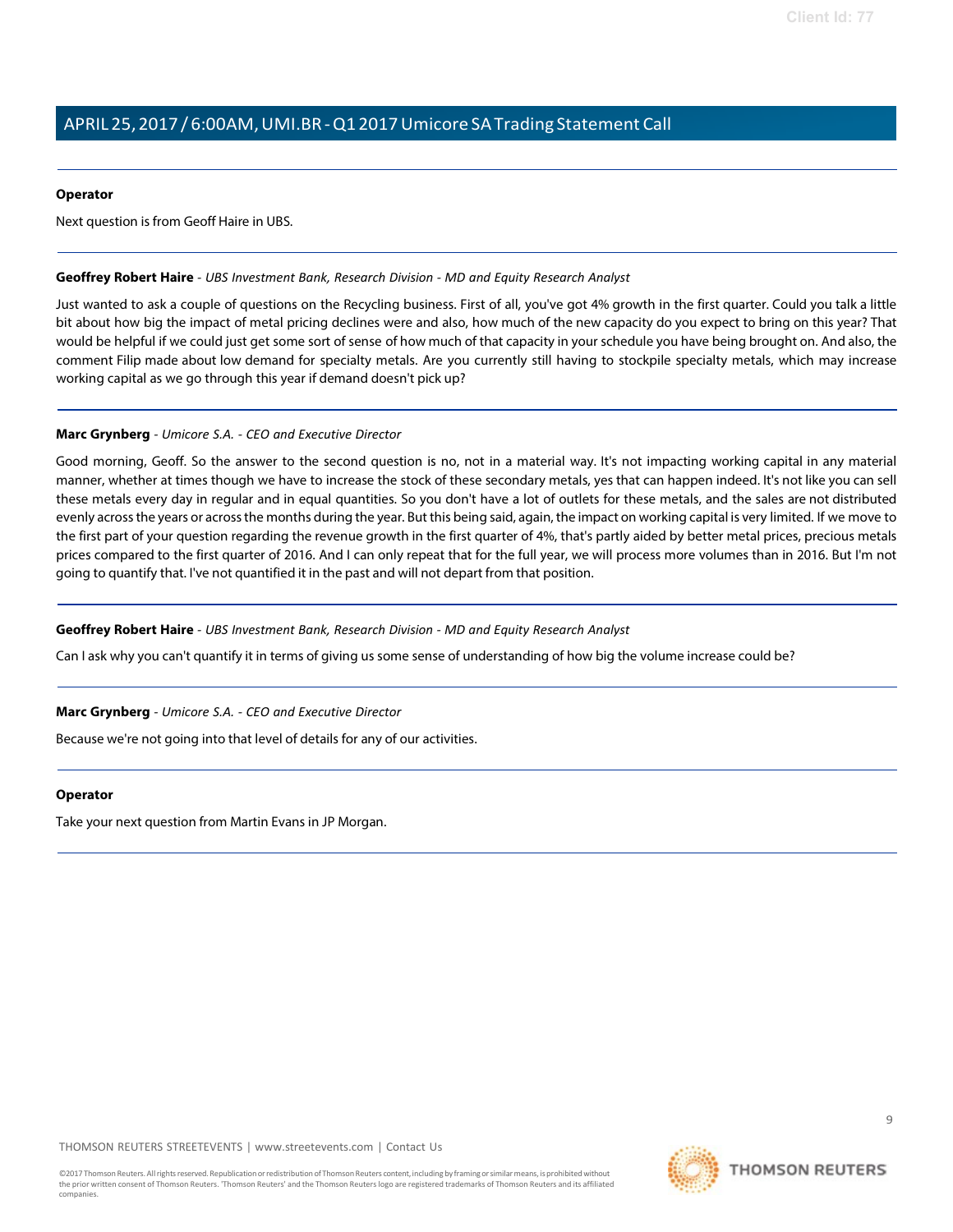**Operator**

Next question is from Geoff Haire in UBS.

---

**Geoffrey Robert Haire** - *UBS Investment Bank, Research Division - MD and Equity Research Analyst*

Just wanted to ask a couple of questions on the Recycling business. First of all, you've got 4% growth in the first quarter. Could you talk a little bit about how big the impact of metal pricing declines were and also, how much of the new capacity do you expect to bring on this year? That would be helpful if we could just get some sort of sense of how much of that capacity in your schedule you have being brought on. And also, the comment Filip made about low demand for specialty metals. Are you currently still having to stockpile specialty metals, which may increase working capital as we go through this year if demand doesn't pick up?

---

**Marc Grynberg** - *Umicore S.A. - CEO and Executive Director*

Good morning, Geoff. So the answer to the second question is no, not in a material way. It's not impacting working capital in any material manner, whether at times though we have to increase the stock of these secondary metals, yes that can happen indeed. It's not like you can sell these metals every day in regular and in equal quantities. So you don't have a lot of outlets for these metals, and the sales are not distributed evenly across the years or across the months during the year. But this being said, again, the impact on working capital is very limited. If we move to the first part of your question regarding the revenue growth in the first quarter of 4%, that's partly aided by better metal prices, precious metals prices compared to the first quarter of 2016. And I can only repeat that for the full year, we will process more volumes than in 2016. But I'm not going to quantify that. I've not quantified it in the past and will not depart from that position.

---

**Geoffrey Robert Haire** - *UBS Investment Bank, Research Division - MD and Equity Research Analyst*

Can I ask why you can't quantify it in terms of giving us some sense of understanding of how big the volume increase could be?

---

**Marc Grynberg** - *Umicore S.A. - CEO and Executive Director*

Because we're not going into that level of details for any of our activities.

---

**Operator**

Take your next question from Martin Evans in JP Morgan.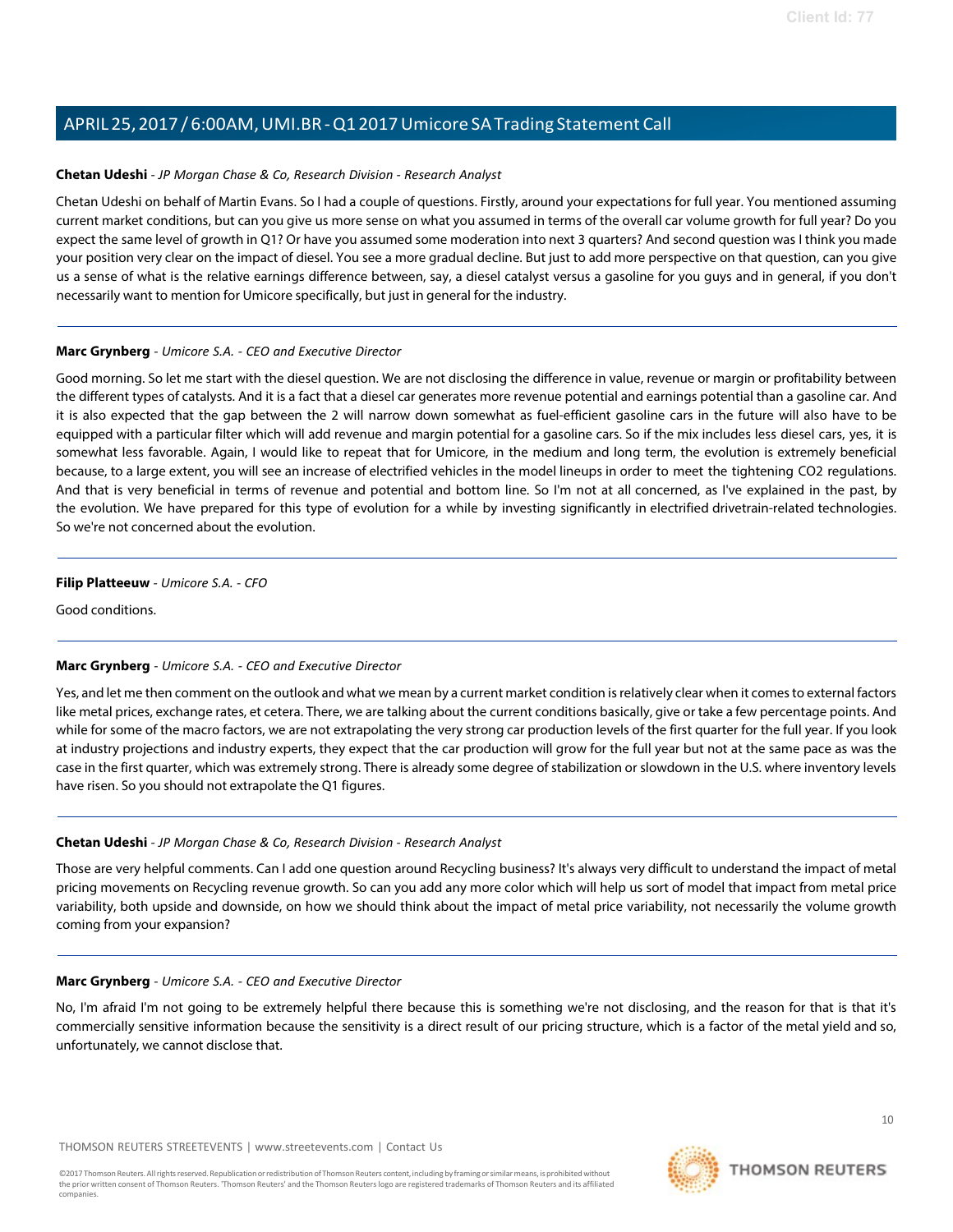**Chetan Udeshi** - *JP Morgan Chase & Co, Research Division - Research Analyst*

Chetan Udeshi on behalf of Martin Evans. So I had a couple of questions. Firstly, around your expectations for full year. You mentioned assuming current market conditions, but can you give us more sense on what you assumed in terms of the overall car volume growth for full year? Do you expect the same level of growth in Q1? Or have you assumed some moderation into next 3 quarters? And second question was I think you made your position very clear on the impact of diesel. You see a more gradual decline. But just to add more perspective on that question, can you give us a sense of what is the relative earnings difference between, say, a diesel catalyst versus a gasoline for you guys and in general, if you don't necessarily want to mention for Umicore specifically, but just in general for the industry.

---

**Marc Grynberg** - *Umicore S.A. - CEO and Executive Director*

Good morning. So let me start with the diesel question. We are not disclosing the difference in value, revenue or margin or profitability between the different types of catalysts. And it is a fact that a diesel car generates more revenue potential and earnings potential than a gasoline car. And it is also expected that the gap between the 2 will narrow down somewhat as fuel-efficient gasoline cars in the future will also have to be equipped with a particular filter which will add revenue and margin potential for a gasoline cars. So if the mix includes less diesel cars, yes, it is somewhat less favorable. Again, I would like to repeat that for Umicore, in the medium and long term, the evolution is extremely beneficial because, to a large extent, you will see an increase of electrified vehicles in the model lineups in order to meet the tightening CO2 regulations. And that is very beneficial in terms of revenue and potential and bottom line. So I'm not at all concerned, as I've explained in the past, by the evolution. We have prepared for this type of evolution for a while by investing significantly in electrified drivetrain-related technologies. So we're not concerned about the evolution.

---

**Filip Platteeuw** - *Umicore S.A. - CFO*

Good conditions.

---

**Marc Grynberg** - *Umicore S.A. - CEO and Executive Director*

Yes, and let me then comment on the outlook and what we mean by a current market condition is relatively clear when it comes to external factors like metal prices, exchange rates, et cetera. There, we are talking about the current conditions basically, give or take a few percentage points. And while for some of the macro factors, we are not extrapolating the very strong car production levels of the first quarter for the full year. If you look at industry projections and industry experts, they expect that the car production will grow for the full year but not at the same pace as was the case in the first quarter, which was extremely strong. There is already some degree of stabilization or slowdown in the U.S. where inventory levels have risen. So you should not extrapolate the Q1 figures.

---

**Chetan Udeshi** - *JP Morgan Chase & Co, Research Division - Research Analyst*

Those are very helpful comments. Can I add one question around Recycling business? It's always very difficult to understand the impact of metal pricing movements on Recycling revenue growth. So can you add any more color which will help us sort of model that impact from metal price variability, both upside and downside, on how we should think about the impact of metal price variability, not necessarily the volume growth coming from your expansion?

---

**Marc Grynberg** - *Umicore S.A. - CEO and Executive Director*

No, I'm afraid I'm not going to be extremely helpful there because this is something we're not disclosing, and the reason for that is that it's commercially sensitive information because the sensitivity is a direct result of our pricing structure, which is a factor of the metal yield and so, unfortunately, we cannot disclose that.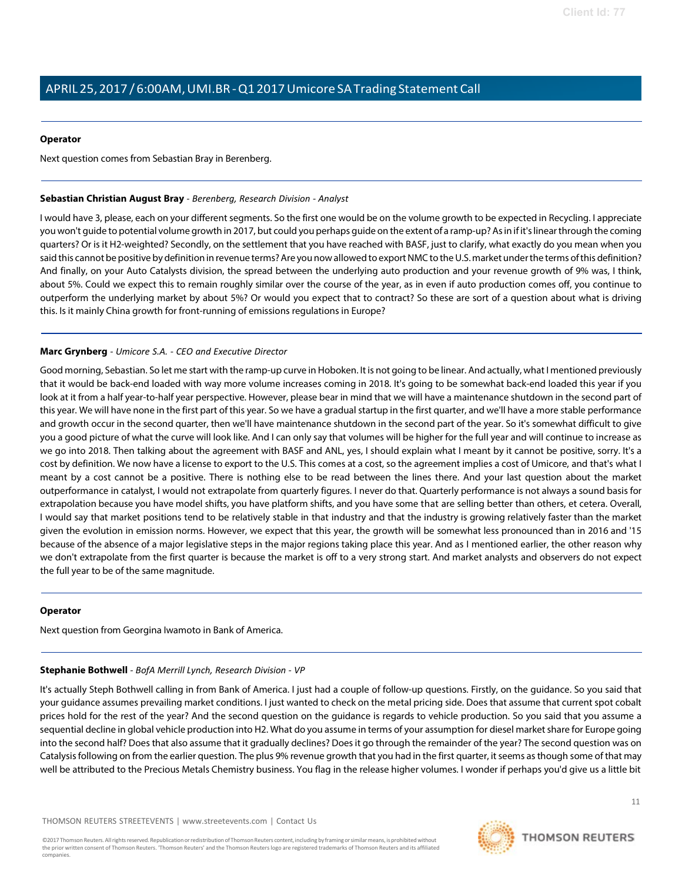**Operator**

Next question comes from Sebastian Bray in Berenberg.

---

**Sebastian Christian August Bray** - *Berenberg, Research Division - Analyst*

I would have 3, please, each on your different segments. So the first one would be on the volume growth to be expected in Recycling. I appreciate you won't guide to potential volume growth in 2017, but could you perhaps guide on the extent of a ramp-up? As in if it's linear through the coming quarters? Or is it H2-weighted? Secondly, on the settlement that you have reached with BASF, just to clarify, what exactly do you mean when you said this cannot be positive by definition in revenue terms? Are you now allowed to export NMC to the U.S. market under the terms of this definition? And finally, on your Auto Catalysts division, the spread between the underlying auto production and your revenue growth of 9% was, I think, about 5%. Could we expect this to remain roughly similar over the course of the year, as in even if auto production comes off, you continue to outperform the underlying market by about 5%? Or would you expect that to contract? So these are sort of a question about what is driving this. Is it mainly China growth for front-running of emissions regulations in Europe?

---

**Marc Grynberg** - *Umicore S.A. - CEO and Executive Director*

Good morning, Sebastian. So let me start with the ramp-up curve in Hoboken. It is not going to be linear. And actually, what I mentioned previously that it would be back-end loaded with way more volume increases coming in 2018. It's going to be somewhat back-end loaded this year if you look at it from a half year-to-half year perspective. However, please bear in mind that we will have a maintenance shutdown in the second part of this year. We will have none in the first part of this year. So we have a gradual startup in the first quarter, and we'll have a more stable performance and growth occur in the second quarter, then we'll have maintenance shutdown in the second part of the year. So it's somewhat difficult to give you a good picture of what the curve will look like. And I can only say that volumes will be higher for the full year and will continue to increase as we go into 2018. Then talking about the agreement with BASF and ANL, yes, I should explain what I meant by it cannot be positive, sorry. It's a cost by definition. We now have a license to export to the U.S. This comes at a cost, so the agreement implies a cost of Umicore, and that's what I meant by a cost cannot be a positive. There is nothing else to be read between the lines there. And your last question about the market outperformance in catalyst, I would not extrapolate from quarterly figures. I never do that. Quarterly performance is not always a sound basis for extrapolation because you have model shifts, you have platform shifts, and you have some that are selling better than others, et cetera. Overall, I would say that market positions tend to be relatively stable in that industry and that the industry is growing relatively faster than the market given the evolution in emission norms. However, we expect that this year, the growth will be somewhat less pronounced than in 2016 and '15 because of the absence of a major legislative steps in the major regions taking place this year. And as I mentioned earlier, the other reason why we don't extrapolate from the first quarter is because the market is off to a very strong start. And market analysts and observers do not expect the full year to be of the same magnitude.

---

**Operator**

Next question from Georgina Iwamoto in Bank of America.

---

**Stephanie Bothwell** - *BofA Merrill Lynch, Research Division - VP*

It's actually Steph Bothwell calling in from Bank of America. I just had a couple of follow-up questions. Firstly, on the guidance. So you said that your guidance assumes prevailing market conditions. I just wanted to check on the metal pricing side. Does that assume that current spot cobalt prices hold for the rest of the year? And the second question on the guidance is regards to vehicle production. So you said that you assume a sequential decline in global vehicle production into H2. What do you assume in terms of your assumption for diesel market share for Europe going into the second half? Does that also assume that it gradually declines? Does it go through the remainder of the year? The second question was on Catalysis following on from the earlier question. The plus 9% revenue growth that you had in the first quarter, it seems as though some of that may well be attributed to the Precious Metals Chemistry business. You flag in the release higher volumes. I wonder if perhaps you'd give us a little bit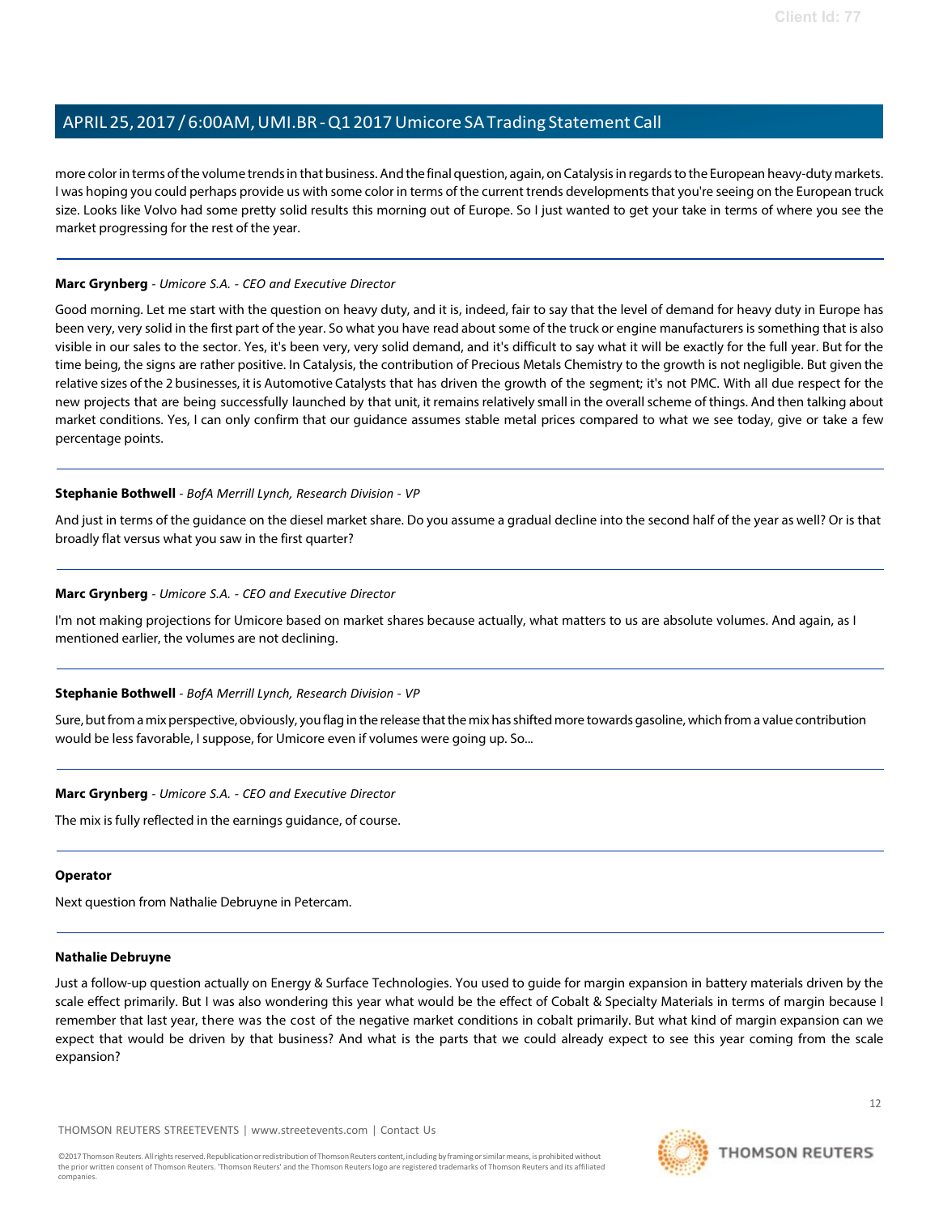more color in terms of the volume trends in that business. And the final question, again, on Catalysis in regards to the European heavy-duty markets. I was hoping you could perhaps provide us with some color in terms of the current trends developments that you're seeing on the European truck size. Looks like Volvo had some pretty solid results this morning out of Europe. So I just wanted to get your take in terms of where you see the market progressing for the rest of the year.

---

**Marc Grynberg** - *Umicore S.A. - CEO and Executive Director*

Good morning. Let me start with the question on heavy duty, and it is, indeed, fair to say that the level of demand for heavy duty in Europe has been very, very solid in the first part of the year. So what you have read about some of the truck or engine manufacturers is something that is also visible in our sales to the sector. Yes, it's been very, very solid demand, and it's difficult to say what it will be exactly for the full year. But for the time being, the signs are rather positive. In Catalysis, the contribution of Precious Metals Chemistry to the growth is not negligible. But given the relative sizes of the 2 businesses, it is Automotive Catalysts that has driven the growth of the segment; it's not PMC. With all due respect for the new projects that are being successfully launched by that unit, it remains relatively small in the overall scheme of things. And then talking about market conditions. Yes, I can only confirm that our guidance assumes stable metal prices compared to what we see today, give or take a few percentage points.

---

**Stephanie Bothwell** - *BofA Merrill Lynch, Research Division - VP*

And just in terms of the guidance on the diesel market share. Do you assume a gradual decline into the second half of the year as well? Or is that broadly flat versus what you saw in the first quarter?

---

**Marc Grynberg** - *Umicore S.A. - CEO and Executive Director*

I'm not making projections for Umicore based on market shares because actually, what matters to us are absolute volumes. And again, as I mentioned earlier, the volumes are not declining.

---

**Stephanie Bothwell** - *BofA Merrill Lynch, Research Division - VP*

Sure, but from a mix perspective, obviously, you flag in the release that the mix has shifted more towards gasoline, which from a value contribution would be less favorable, I suppose, for Umicore even if volumes were going up. So...

---

**Marc Grynberg** - *Umicore S.A. - CEO and Executive Director*

The mix is fully reflected in the earnings guidance, of course.

---

**Operator**

Next question from Nathalie Debruyne in Petercam.

---

**Nathalie Debruyne**

Just a follow-up question actually on Energy & Surface Technologies. You used to guide for margin expansion in battery materials driven by the scale effect primarily. But I was also wondering this year what would be the effect of Cobalt & Specialty Materials in terms of margin because I remember that last year, there was the cost of the negative market conditions in cobalt primarily. But what kind of margin expansion can we expect that would be driven by that business? And what is the parts that we could already expect to see this year coming from the scale expansion?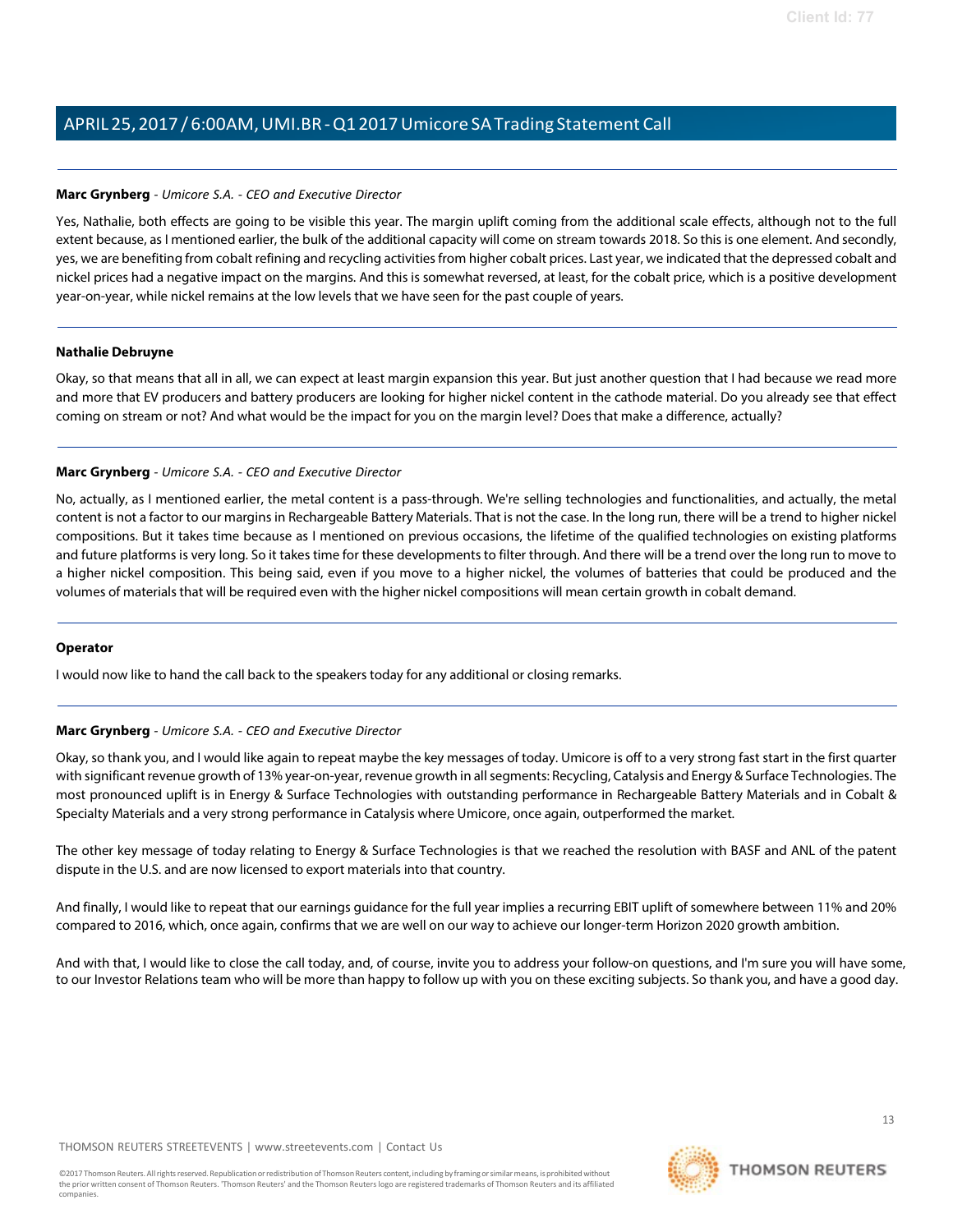**Marc Grynberg** - *Umicore S.A. - CEO and Executive Director*

Yes, Nathalie, both effects are going to be visible this year. The margin uplift coming from the additional scale effects, although not to the full extent because, as I mentioned earlier, the bulk of the additional capacity will come on stream towards 2018. So this is one element. And secondly, yes, we are benefiting from cobalt refining and recycling activities from higher cobalt prices. Last year, we indicated that the depressed cobalt and nickel prices had a negative impact on the margins. And this is somewhat reversed, at least, for the cobalt price, which is a positive development year-on-year, while nickel remains at the low levels that we have seen for the past couple of years.

**Nathalie Debruyne**

Okay, so that means that all in all, we can expect at least margin expansion this year. But just another question that I had because we read more and more that EV producers and battery producers are looking for higher nickel content in the cathode material. Do you already see that effect coming on stream or not? And what would be the impact for you on the margin level? Does that make a difference, actually?

**Marc Grynberg** - *Umicore S.A. - CEO and Executive Director*

No, actually, as I mentioned earlier, the metal content is a pass-through. We're selling technologies and functionalities, and actually, the metal content is not a factor to our margins in Rechargeable Battery Materials. That is not the case. In the long run, there will be a trend to higher nickel compositions. But it takes time because as I mentioned on previous occasions, the lifetime of the qualified technologies on existing platforms and future platforms is very long. So it takes time for these developments to filter through. And there will be a trend over the long run to move to a higher nickel composition. This being said, even if you move to a higher nickel, the volumes of batteries that could be produced and the volumes of materials that will be required even with the higher nickel compositions will mean certain growth in cobalt demand.

**Operator**

I would now like to hand the call back to the speakers today for any additional or closing remarks.

**Marc Grynberg** - *Umicore S.A. - CEO and Executive Director*

Okay, so thank you, and I would like again to repeat maybe the key messages of today. Umicore is off to a very strong fast start in the first quarter with significant revenue growth of 13% year-on-year, revenue growth in all segments: Recycling, Catalysis and Energy & Surface Technologies. The most pronounced uplift is in Energy & Surface Technologies with outstanding performance in Rechargeable Battery Materials and in Cobalt & Specialty Materials and a very strong performance in Catalysis where Umicore, once again, outperformed the market.

The other key message of today relating to Energy & Surface Technologies is that we reached the resolution with BASF and ANL of the patent dispute in the U.S. and are now licensed to export materials into that country.

And finally, I would like to repeat that our earnings guidance for the full year implies a recurring EBIT uplift of somewhere between 11% and 20% compared to 2016, which, once again, confirms that we are well on our way to achieve our longer-term Horizon 2020 growth ambition.

And with that, I would like to close the call today, and, of course, invite you to address your follow-on questions, and I'm sure you will have some, to our Investor Relations team who will be more than happy to follow up with you on these exciting subjects. So thank you, and have a good day.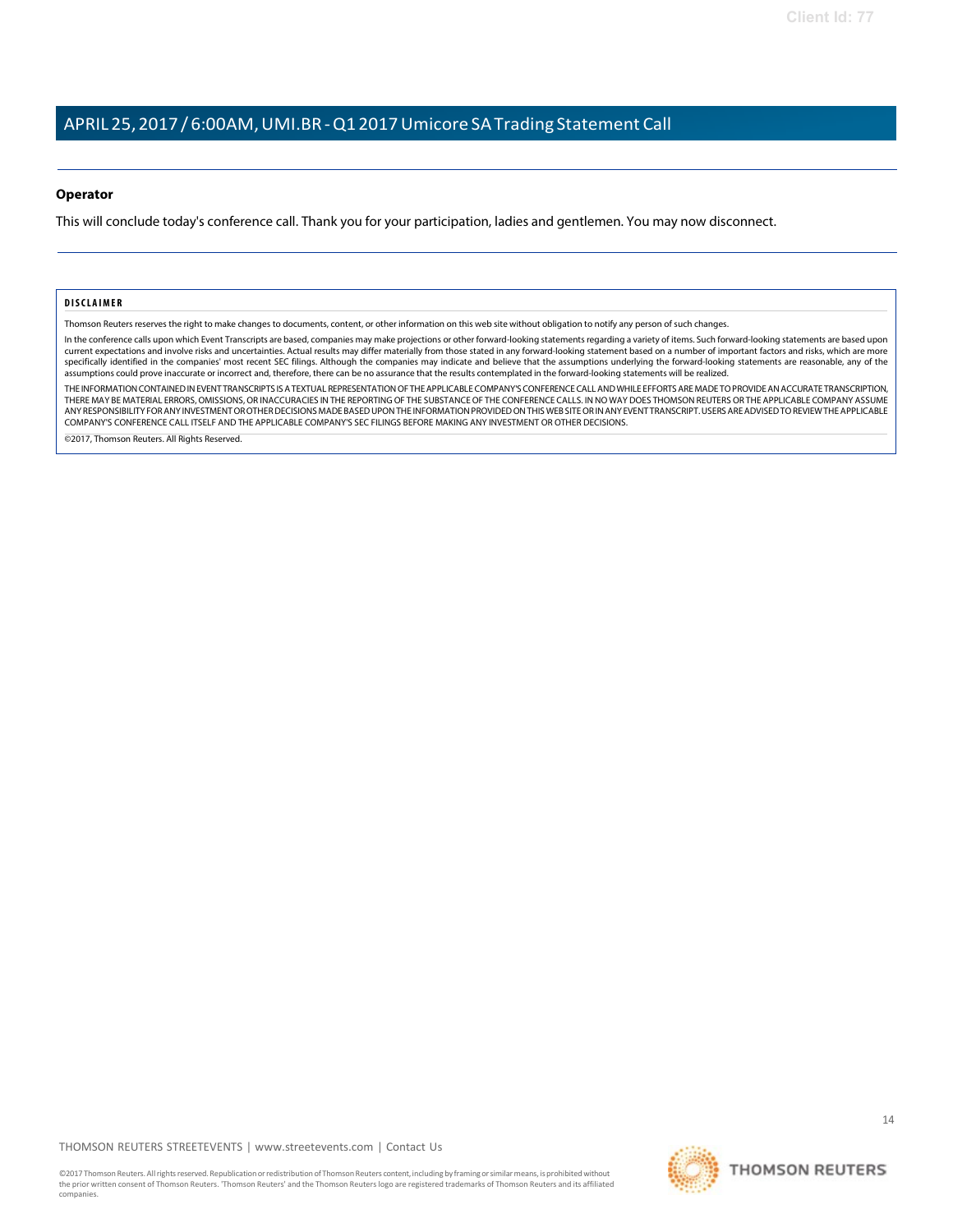**Operator**

This will conclude today's conference call. Thank you for your participation, ladies and gentlemen. You may now disconnect.

---

**DISCLAIMER**

Thomson Reuters reserves the right to make changes to documents, content, or other information on this web site without obligation to notify any person of such changes.

In the conference calls upon which Event Transcripts are based, companies may make projections or other forward-looking statements regarding a variety of items. Such forward-looking statements are based upon current expectations and involve risks and uncertainties. Actual results may differ materially from those stated in any forward-looking statement based on a number of important factors and risks, which are more specifically identified in the companies' most recent SEC filings. Although the companies may indicate and believe that the assumptions underlying the forward-looking statements are reasonable, any of the assumptions could prove inaccurate or incorrect and, therefore, there can be no assurance that the results contemplated in the forward-looking statements will be realized.

THE INFORMATION CONTAINED IN EVENT TRANSCRIPTS IS A TEXTUAL REPRESENTATION OF THE APPLICABLE COMPANY'S CONFERENCE CALL AND WHILE EFFORTS ARE MADE TO PROVIDE AN ACCURATE TRANSCRIPTION, THERE MAY BE MATERIAL ERRORS, OMISSIONS, OR INACCURACIES IN THE REPORTING OF THE SUBSTANCE OF THE CONFERENCE CALLS. IN NO WAY DOES THOMSON REUTERS OR THE APPLICABLE COMPANY ASSUME ANY RESPONSIBILITY FOR ANY INVESTMENT OR OTHER DECISIONS MADE BASED UPON THE INFORMATION PROVIDED ON THIS WEB SITE OR IN ANY EVENT TRANSCRIPT. USERS ARE ADVISED TO REVIEW THE APPLICABLE COMPANY'S CONFERENCE CALL ITSELF AND THE APPLICABLE COMPANY'S SEC FILINGS BEFORE MAKING ANY INVESTMENT OR OTHER DECISIONS.

©2017, Thomson Reuters. All Rights Reserved.